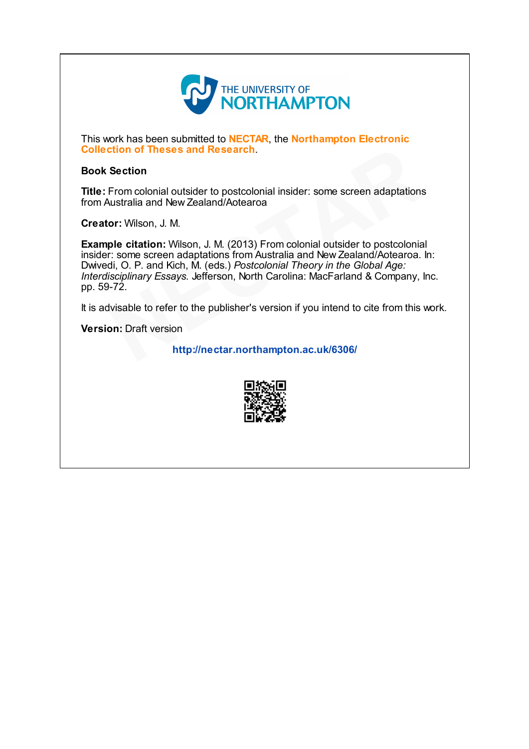THE UNIVERSITY OF NORTHAMPTON

This work has been submitted to **NECTAR**, the **Northampton Electronic Collection of Theses and Research**.

**Book Section**

**Title:** From colonial outsider to postcolonial insider: some screen adaptations from Australia and New Zealand/Aotearoa

**Creator:** Wilson, J. M.

**Example citation:** Wilson, J. M. (2013) From colonial outsider to postcolonial insider: some screen adaptations from Australia and New Zealand/Aotearoa. In: Dwivedi, O. P. and Kich, M. (eds.) *Postcolonial Theory in the Global Age: Interdisciplinary Essays.* Jefferson, North Carolina: MacFarland & Company, Inc. pp. 59-72.

It is advisable to refer to the publisher's version if you intend to cite from this work.

**Version:** Draft version

http://nectar.northampton.ac.uk/6306/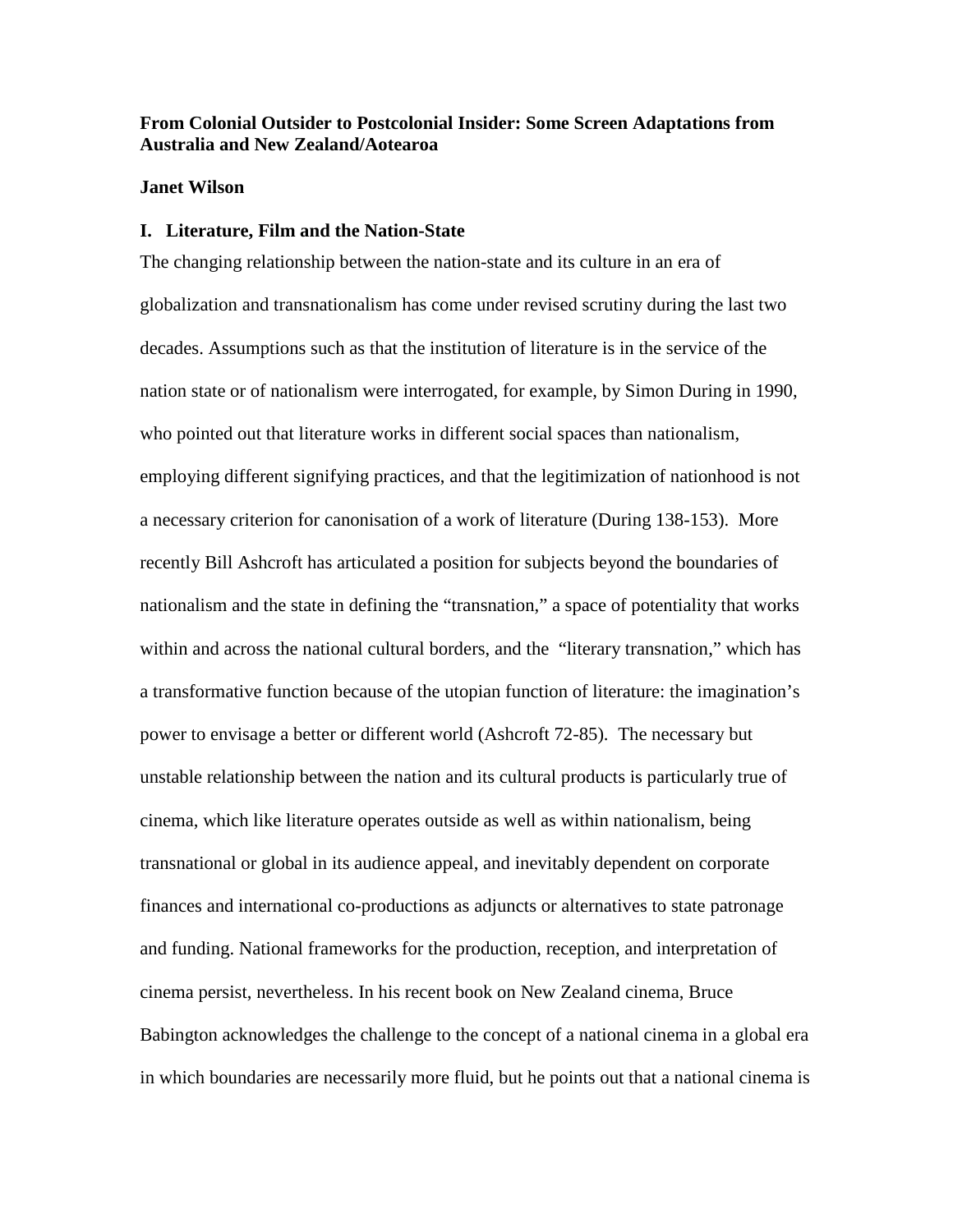**From Colonial Outsider to Postcolonial Insider: Some Screen Adaptations from Australia and New Zealand/Aotearoa**

**Janet Wilson**

## I. Literature, Film and the Nation-State

The changing relationship between the nation-state and its culture in an era of globalization and transnationalism has come under revised scrutiny during the last two decades. Assumptions such as that the institution of literature is in the service of the nation state or of nationalism were interrogated, for example, by Simon During in 1990, who pointed out that literature works in different social spaces than nationalism, employing different signifying practices, and that the legitimization of nationhood is not a necessary criterion for canonisation of a work of literature (During 138-153). More recently Bill Ashcroft has articulated a position for subjects beyond the boundaries of nationalism and the state in defining the "transnation," a space of potentiality that works within and across the national cultural borders, and the "literary transnation," which has a transformative function because of the utopian function of literature: the imagination's power to envisage a better or different world (Ashcroft 72-85). The necessary but unstable relationship between the nation and its cultural products is particularly true of cinema, which like literature operates outside as well as within nationalism, being transnational or global in its audience appeal, and inevitably dependent on corporate finances and international co-productions as adjuncts or alternatives to state patronage and funding. National frameworks for the production, reception, and interpretation of cinema persist, nevertheless. In his recent book on New Zealand cinema, Bruce Babington acknowledges the challenge to the concept of a national cinema in a global era in which boundaries are necessarily more fluid, but he points out that a national cinema is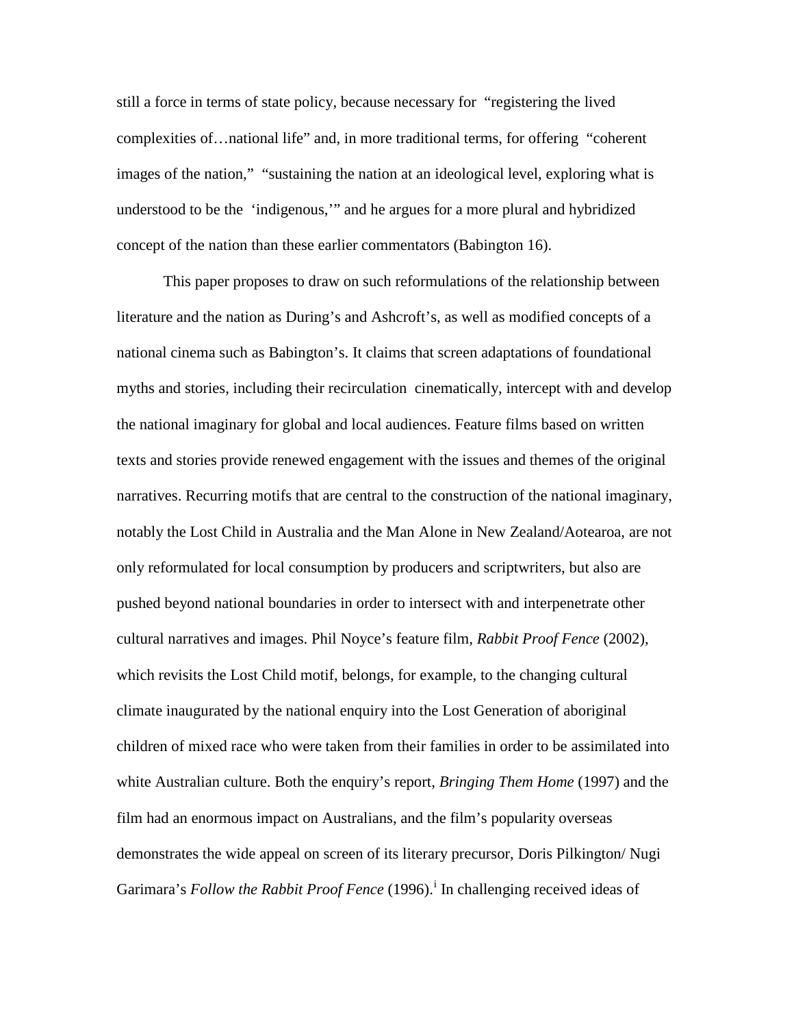still a force in terms of state policy, because necessary for "registering the lived complexities of…national life" and, in more traditional terms, for offering "coherent images of the nation," "sustaining the nation at an ideological level, exploring what is understood to be the 'indigenous,'" and he argues for a more plural and hybridized concept of the nation than these earlier commentators (Babington 16).

This paper proposes to draw on such reformulations of the relationship between literature and the nation as During's and Ashcroft's, as well as modified concepts of a national cinema such as Babington's. It claims that screen adaptations of foundational myths and stories, including their recirculation cinematically, intercept with and develop the national imaginary for global and local audiences. Feature films based on written texts and stories provide renewed engagement with the issues and themes of the original narratives. Recurring motifs that are central to the construction of the national imaginary, notably the Lost Child in Australia and the Man Alone in New Zealand/Aotearoa, are not only reformulated for local consumption by producers and scriptwriters, but also are pushed beyond national boundaries in order to intersect with and interpenetrate other cultural narratives and images. Phil Noyce's feature film, *Rabbit Proof Fence* (2002), which revisits the Lost Child motif, belongs, for example, to the changing cultural climate inaugurated by the national enquiry into the Lost Generation of aboriginal children of mixed race who were taken from their families in order to be assimilated into white Australian culture. Both the enquiry's report, *Bringing Them Home* (1997) and the film had an enormous impact on Australians, and the film's popularity overseas demonstrates the wide appeal on screen of its literary precursor, Doris Pilkington/ Nugi Garimara's *Follow the Rabbit Proof Fence* (1996).[i] In challenging received ideas of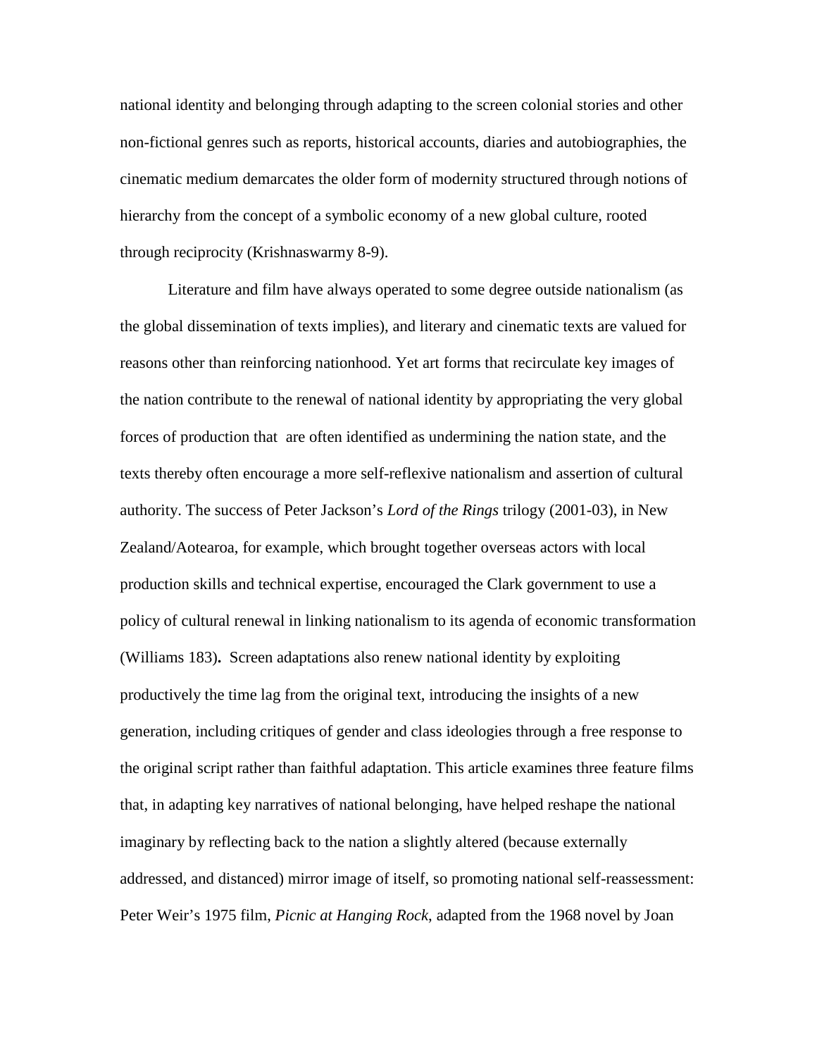national identity and belonging through adapting to the screen colonial stories and other non-fictional genres such as reports, historical accounts, diaries and autobiographies, the cinematic medium demarcates the older form of modernity structured through notions of hierarchy from the concept of a symbolic economy of a new global culture, rooted through reciprocity (Krishnaswarmy 8-9).

Literature and film have always operated to some degree outside nationalism (as the global dissemination of texts implies), and literary and cinematic texts are valued for reasons other than reinforcing nationhood. Yet art forms that recirculate key images of the nation contribute to the renewal of national identity by appropriating the very global forces of production that are often identified as undermining the nation state, and the texts thereby often encourage a more self-reflexive nationalism and assertion of cultural authority. The success of Peter Jackson's *Lord of the Rings* trilogy (2001-03), in New Zealand/Aotearoa, for example, which brought together overseas actors with local production skills and technical expertise, encouraged the Clark government to use a policy of cultural renewal in linking nationalism to its agenda of economic transformation (Williams 183)**.** Screen adaptations also renew national identity by exploiting productively the time lag from the original text, introducing the insights of a new generation, including critiques of gender and class ideologies through a free response to the original script rather than faithful adaptation. This article examines three feature films that, in adapting key narratives of national belonging, have helped reshape the national imaginary by reflecting back to the nation a slightly altered (because externally addressed, and distanced) mirror image of itself, so promoting national self-reassessment: Peter Weir's 1975 film, *Picnic at Hanging Rock*, adapted from the 1968 novel by Joan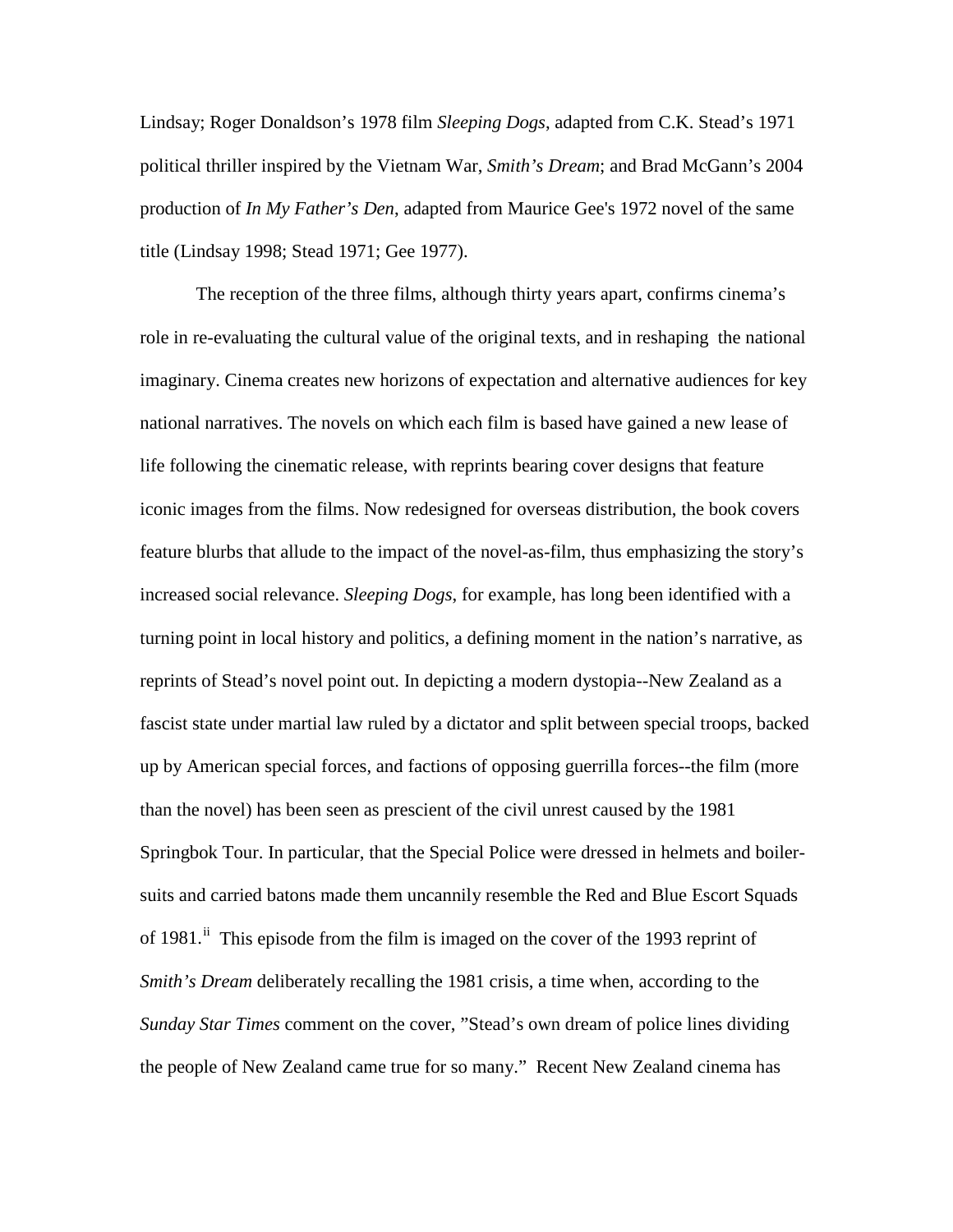Lindsay; Roger Donaldson’s 1978 film *Sleeping Dogs*, adapted from C.K. Stead’s 1971 political thriller inspired by the Vietnam War, *Smith’s Dream*; and Brad McGann’s 2004 production of *In My Father’s Den*, adapted from Maurice Gee's 1972 novel of the same title (Lindsay 1998; Stead 1971; Gee 1977).

The reception of the three films, although thirty years apart, confirms cinema’s role in re-evaluating the cultural value of the original texts, and in reshaping the national imaginary. Cinema creates new horizons of expectation and alternative audiences for key national narratives. The novels on which each film is based have gained a new lease of life following the cinematic release, with reprints bearing cover designs that feature iconic images from the films. Now redesigned for overseas distribution, the book covers feature blurbs that allude to the impact of the novel-as-film, thus emphasizing the story’s increased social relevance. *Sleeping Dogs*, for example, has long been identified with a turning point in local history and politics, a defining moment in the nation’s narrative, as reprints of Stead’s novel point out. In depicting a modern dystopia--New Zealand as a fascist state under martial law ruled by a dictator and split between special troops, backed up by American special forces, and factions of opposing guerrilla forces--the film (more than the novel) has been seen as prescient of the civil unrest caused by the 1981 Springbok Tour. In particular, that the Special Police were dressed in helmets and boiler-suits and carried batons made them uncannily resemble the Red and Blue Escort Squads of 1981.[ii] This episode from the film is imaged on the cover of the 1993 reprint of *Smith’s Dream* deliberately recalling the 1981 crisis, a time when, according to the *Sunday Star Times* comment on the cover, ”Stead’s own dream of police lines dividing the people of New Zealand came true for so many.” Recent New Zealand cinema has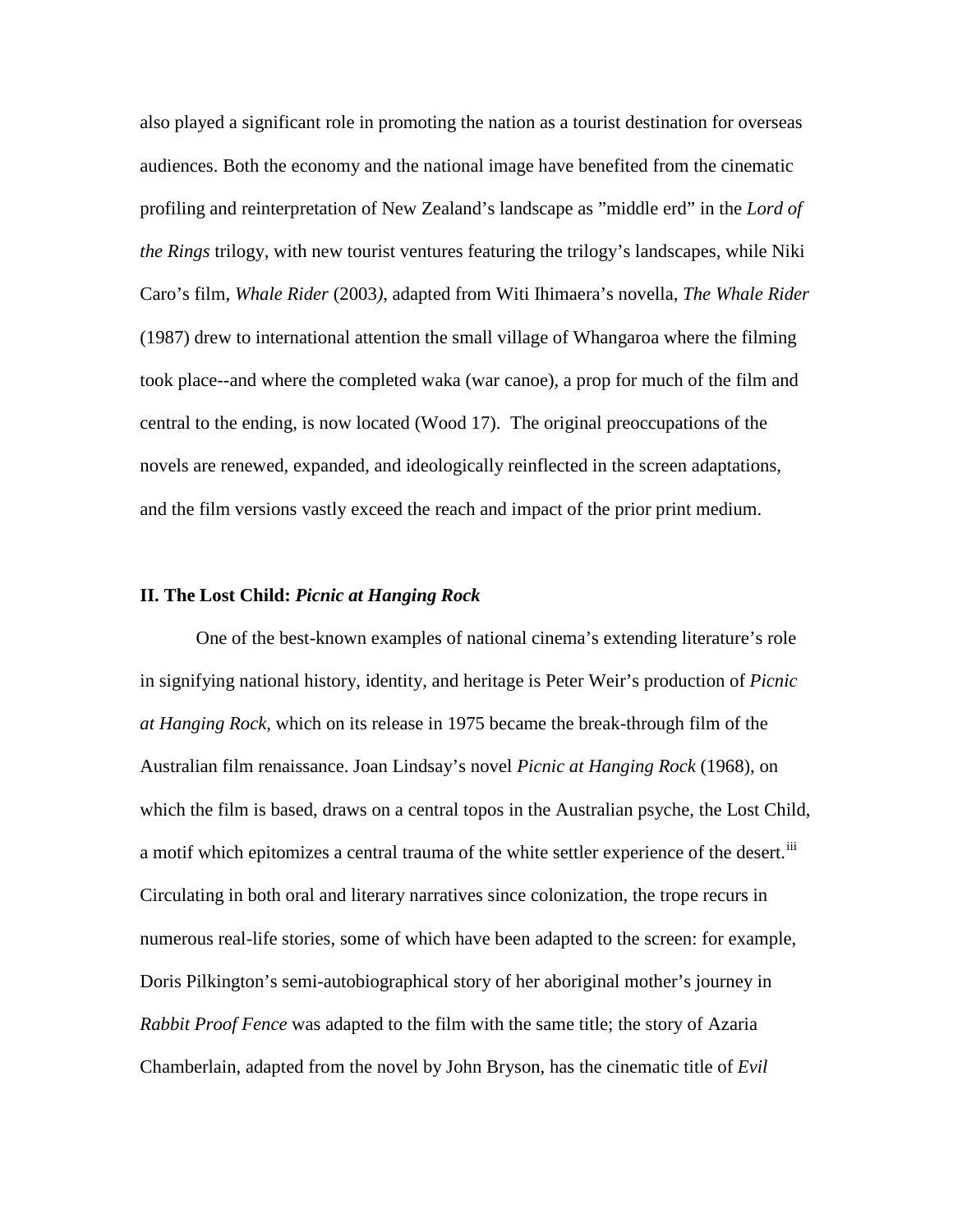also played a significant role in promoting the nation as a tourist destination for overseas audiences. Both the economy and the national image have benefited from the cinematic profiling and reinterpretation of New Zealand's landscape as "middle erd" in the *Lord of the Rings* trilogy, with new tourist ventures featuring the trilogy's landscapes, while Niki Caro's film, *Whale Rider* (2003*)*, adapted from Witi Ihimaera's novella, *The Whale Rider* (1987) drew to international attention the small village of Whangaroa where the filming took place--and where the completed waka (war canoe), a prop for much of the film and central to the ending, is now located (Wood 17). The original preoccupations of the novels are renewed, expanded, and ideologically reinflected in the screen adaptations, and the film versions vastly exceed the reach and impact of the prior print medium.

### II. The Lost Child: *Picnic at Hanging Rock*

One of the best-known examples of national cinema's extending literature's role in signifying national history, identity, and heritage is Peter Weir's production of *Picnic at Hanging Rock*, which on its release in 1975 became the break-through film of the Australian film renaissance. Joan Lindsay's novel *Picnic at Hanging Rock* (1968), on which the film is based, draws on a central topos in the Australian psyche, the Lost Child, a motif which epitomizes a central trauma of the white settler experience of the desert.[iii] Circulating in both oral and literary narratives since colonization, the trope recurs in numerous real-life stories, some of which have been adapted to the screen: for example, Doris Pilkington's semi-autobiographical story of her aboriginal mother's journey in *Rabbit Proof Fence* was adapted to the film with the same title; the story of Azaria Chamberlain, adapted from the novel by John Bryson, has the cinematic title of *Evil*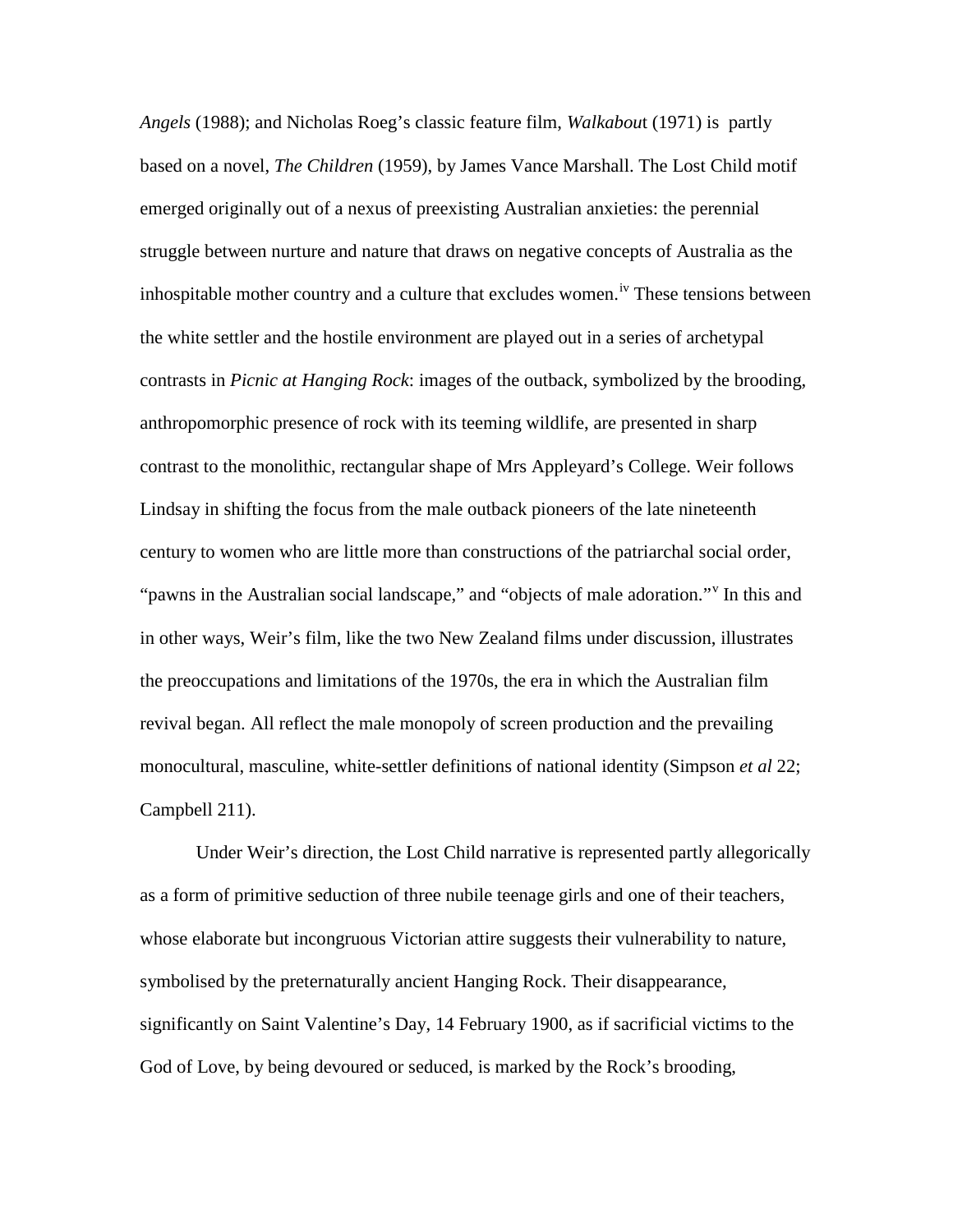*Angels* (1988); and Nicholas Roeg's classic feature film, *Walkabout* (1971) is partly based on a novel, *The Children* (1959), by James Vance Marshall. The Lost Child motif emerged originally out of a nexus of preexisting Australian anxieties: the perennial struggle between nurture and nature that draws on negative concepts of Australia as the inhospitable mother country and a culture that excludes women.[iv] These tensions between the white settler and the hostile environment are played out in a series of archetypal contrasts in *Picnic at Hanging Rock*: images of the outback, symbolized by the brooding, anthropomorphic presence of rock with its teeming wildlife, are presented in sharp contrast to the monolithic, rectangular shape of Mrs Appleyard's College. Weir follows Lindsay in shifting the focus from the male outback pioneers of the late nineteenth century to women who are little more than constructions of the patriarchal social order, "pawns in the Australian social landscape," and "objects of male adoration."[v] In this and in other ways, Weir's film, like the two New Zealand films under discussion, illustrates the preoccupations and limitations of the 1970s, the era in which the Australian film revival began. All reflect the male monopoly of screen production and the prevailing monocultural, masculine, white-settler definitions of national identity (Simpson *et al* 22; Campbell 211).

Under Weir's direction, the Lost Child narrative is represented partly allegorically as a form of primitive seduction of three nubile teenage girls and one of their teachers, whose elaborate but incongruous Victorian attire suggests their vulnerability to nature, symbolised by the preternaturally ancient Hanging Rock. Their disappearance, significantly on Saint Valentine's Day, 14 February 1900, as if sacrificial victims to the God of Love, by being devoured or seduced, is marked by the Rock's brooding,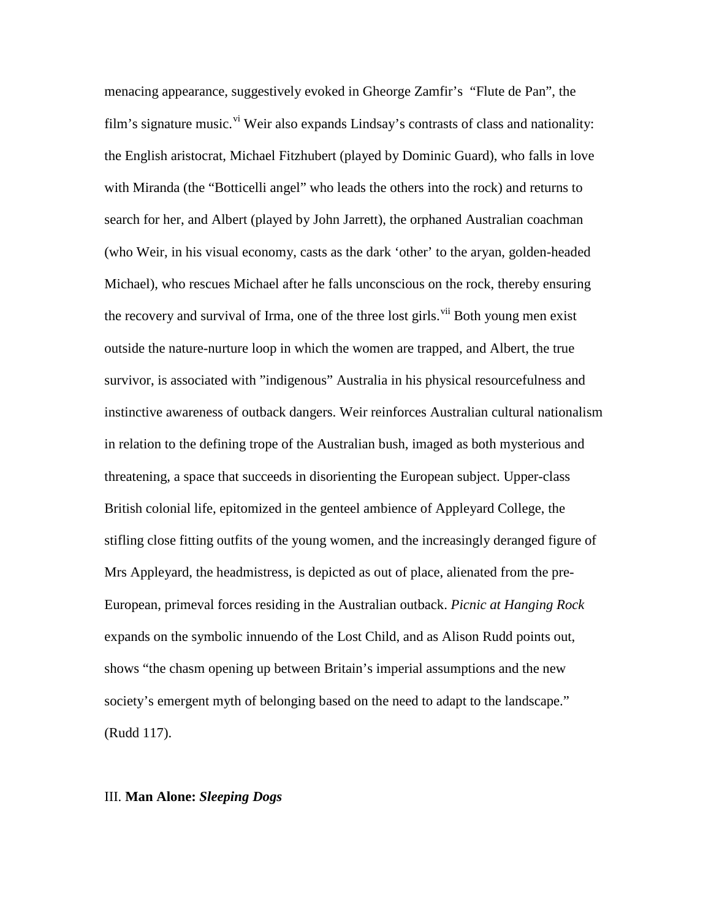menacing appearance, suggestively evoked in Gheorge Zamfir's "Flute de Pan", the film's signature music.[vi] Weir also expands Lindsay's contrasts of class and nationality: the English aristocrat, Michael Fitzhubert (played by Dominic Guard), who falls in love with Miranda (the "Botticelli angel" who leads the others into the rock) and returns to search for her, and Albert (played by John Jarrett), the orphaned Australian coachman (who Weir, in his visual economy, casts as the dark 'other' to the aryan, golden-headed Michael), who rescues Michael after he falls unconscious on the rock, thereby ensuring the recovery and survival of Irma, one of the three lost girls.[vii] Both young men exist outside the nature-nurture loop in which the women are trapped, and Albert, the true survivor, is associated with "indigenous" Australia in his physical resourcefulness and instinctive awareness of outback dangers. Weir reinforces Australian cultural nationalism in relation to the defining trope of the Australian bush, imaged as both mysterious and threatening, a space that succeeds in disorienting the European subject. Upper-class British colonial life, epitomized in the genteel ambience of Appleyard College, the stifling close fitting outfits of the young women, and the increasingly deranged figure of Mrs Appleyard, the headmistress, is depicted as out of place, alienated from the pre-European, primeval forces residing in the Australian outback. *Picnic at Hanging Rock* expands on the symbolic innuendo of the Lost Child, and as Alison Rudd points out, shows "the chasm opening up between Britain's imperial assumptions and the new society's emergent myth of belonging based on the need to adapt to the landscape." (Rudd 117).

## III. **Man Alone: *Sleeping Dogs***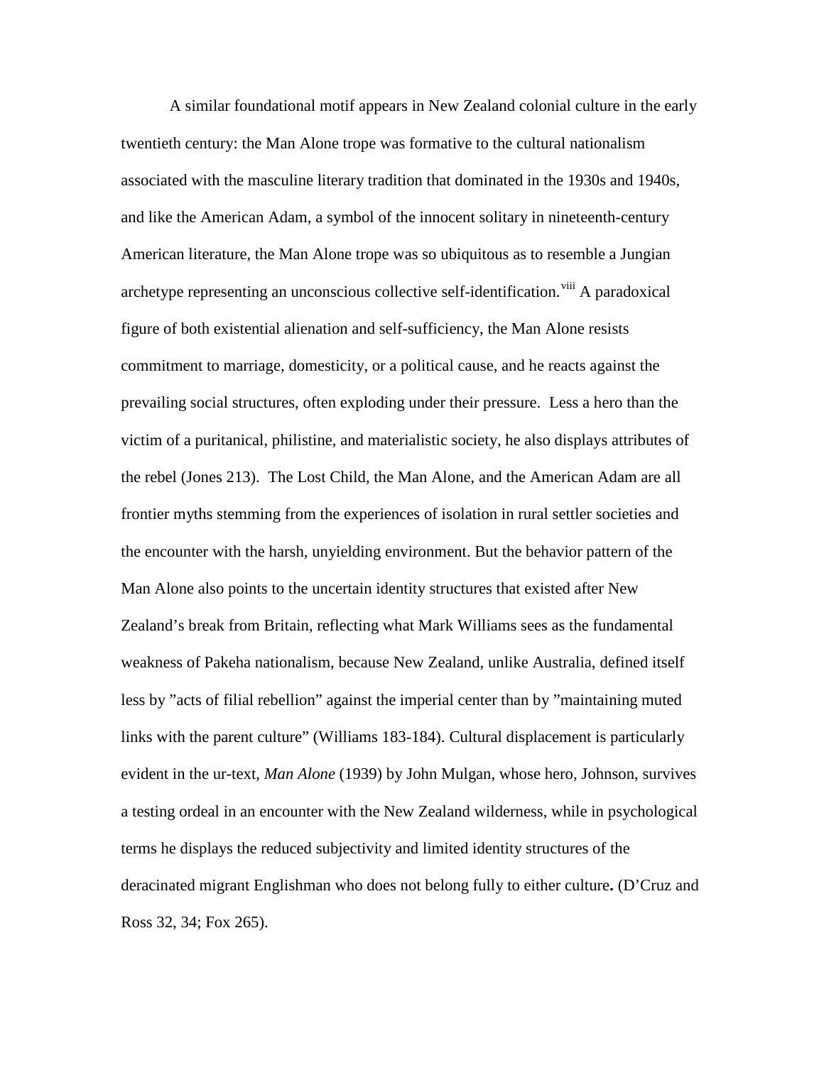A similar foundational motif appears in New Zealand colonial culture in the early twentieth century: the Man Alone trope was formative to the cultural nationalism associated with the masculine literary tradition that dominated in the 1930s and 1940s, and like the American Adam, a symbol of the innocent solitary in nineteenth-century American literature, the Man Alone trope was so ubiquitous as to resemble a Jungian archetype representing an unconscious collective self-identification.[viii] A paradoxical figure of both existential alienation and self-sufficiency, the Man Alone resists commitment to marriage, domesticity, or a political cause, and he reacts against the prevailing social structures, often exploding under their pressure. Less a hero than the victim of a puritanical, philistine, and materialistic society, he also displays attributes of the rebel (Jones 213). The Lost Child, the Man Alone, and the American Adam are all frontier myths stemming from the experiences of isolation in rural settler societies and the encounter with the harsh, unyielding environment. But the behavior pattern of the Man Alone also points to the uncertain identity structures that existed after New Zealand's break from Britain, reflecting what Mark Williams sees as the fundamental weakness of Pakeha nationalism, because New Zealand, unlike Australia, defined itself less by "acts of filial rebellion" against the imperial center than by "maintaining muted links with the parent culture" (Williams 183-184). Cultural displacement is particularly evident in the ur-text, *Man Alone* (1939) by John Mulgan, whose hero, Johnson, survives a testing ordeal in an encounter with the New Zealand wilderness, while in psychological terms he displays the reduced subjectivity and limited identity structures of the deracinated migrant Englishman who does not belong fully to either culture**.** (D'Cruz and Ross 32, 34; Fox 265).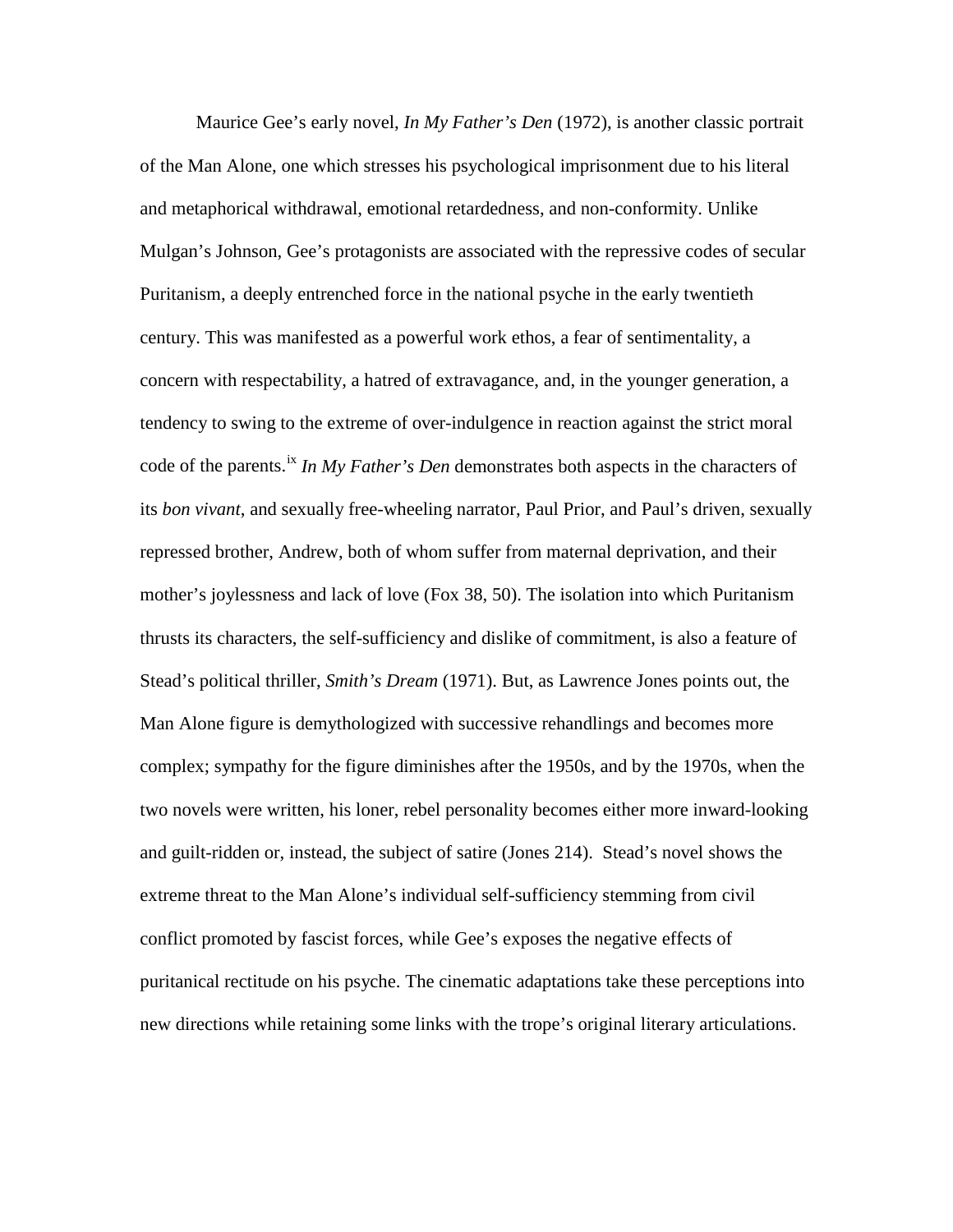Maurice Gee's early novel, *In My Father's Den* (1972), is another classic portrait of the Man Alone, one which stresses his psychological imprisonment due to his literal and metaphorical withdrawal, emotional retardedness, and non-conformity. Unlike Mulgan's Johnson, Gee's protagonists are associated with the repressive codes of secular Puritanism, a deeply entrenched force in the national psyche in the early twentieth century. This was manifested as a powerful work ethos, a fear of sentimentality, a concern with respectability, a hatred of extravagance, and, in the younger generation, a tendency to swing to the extreme of over-indulgence in reaction against the strict moral code of the parents.[ix] *In My Father's Den* demonstrates both aspects in the characters of its *bon vivant*, and sexually free-wheeling narrator, Paul Prior, and Paul's driven, sexually repressed brother, Andrew, both of whom suffer from maternal deprivation, and their mother's joylessness and lack of love (Fox 38, 50). The isolation into which Puritanism thrusts its characters, the self-sufficiency and dislike of commitment, is also a feature of Stead's political thriller, *Smith's Dream* (1971). But, as Lawrence Jones points out, the Man Alone figure is demythologized with successive rehandlings and becomes more complex; sympathy for the figure diminishes after the 1950s, and by the 1970s, when the two novels were written, his loner, rebel personality becomes either more inward-looking and guilt-ridden or, instead, the subject of satire (Jones 214). Stead's novel shows the extreme threat to the Man Alone's individual self-sufficiency stemming from civil conflict promoted by fascist forces, while Gee's exposes the negative effects of puritanical rectitude on his psyche. The cinematic adaptations take these perceptions into new directions while retaining some links with the trope's original literary articulations.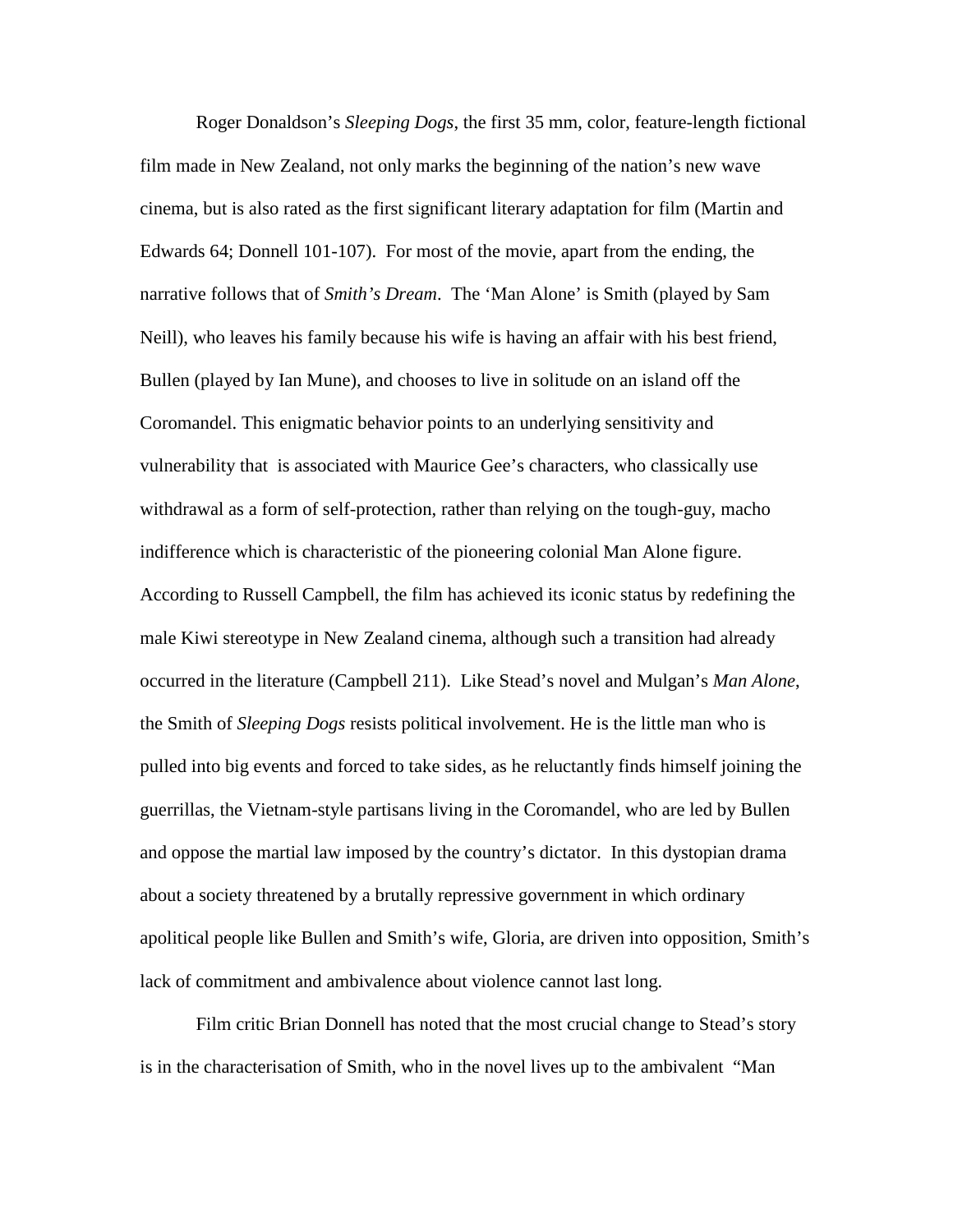Roger Donaldson's *Sleeping Dogs*, the first 35 mm, color, feature-length fictional film made in New Zealand, not only marks the beginning of the nation's new wave cinema, but is also rated as the first significant literary adaptation for film (Martin and Edwards 64; Donnell 101-107). For most of the movie, apart from the ending, the narrative follows that of *Smith's Dream*. The 'Man Alone' is Smith (played by Sam Neill), who leaves his family because his wife is having an affair with his best friend, Bullen (played by Ian Mune), and chooses to live in solitude on an island off the Coromandel. This enigmatic behavior points to an underlying sensitivity and vulnerability that is associated with Maurice Gee's characters, who classically use withdrawal as a form of self-protection, rather than relying on the tough-guy, macho indifference which is characteristic of the pioneering colonial Man Alone figure. According to Russell Campbell, the film has achieved its iconic status by redefining the male Kiwi stereotype in New Zealand cinema, although such a transition had already occurred in the literature (Campbell 211). Like Stead's novel and Mulgan's *Man Alone*, the Smith of *Sleeping Dogs* resists political involvement. He is the little man who is pulled into big events and forced to take sides, as he reluctantly finds himself joining the guerrillas, the Vietnam-style partisans living in the Coromandel, who are led by Bullen and oppose the martial law imposed by the country's dictator. In this dystopian drama about a society threatened by a brutally repressive government in which ordinary apolitical people like Bullen and Smith's wife, Gloria, are driven into opposition, Smith's lack of commitment and ambivalence about violence cannot last long.

Film critic Brian Donnell has noted that the most crucial change to Stead's story is in the characterisation of Smith, who in the novel lives up to the ambivalent "Man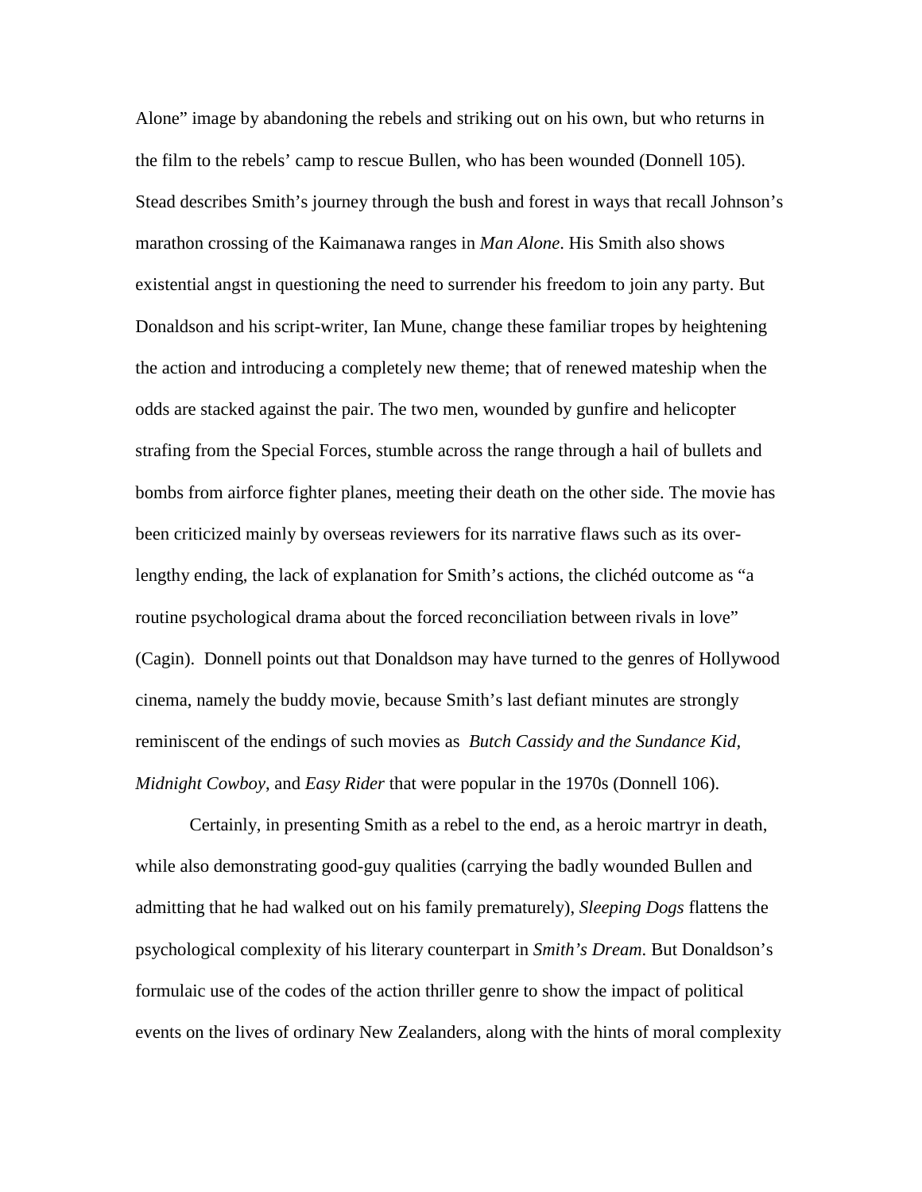Alone" image by abandoning the rebels and striking out on his own, but who returns in the film to the rebels' camp to rescue Bullen, who has been wounded (Donnell 105). Stead describes Smith's journey through the bush and forest in ways that recall Johnson's marathon crossing of the Kaimanawa ranges in *Man Alone*. His Smith also shows existential angst in questioning the need to surrender his freedom to join any party. But Donaldson and his script-writer, Ian Mune, change these familiar tropes by heightening the action and introducing a completely new theme; that of renewed mateship when the odds are stacked against the pair. The two men, wounded by gunfire and helicopter strafing from the Special Forces, stumble across the range through a hail of bullets and bombs from airforce fighter planes, meeting their death on the other side. The movie has been criticized mainly by overseas reviewers for its narrative flaws such as its over-lengthy ending, the lack of explanation for Smith's actions, the clichéd outcome as "a routine psychological drama about the forced reconciliation between rivals in love" (Cagin). Donnell points out that Donaldson may have turned to the genres of Hollywood cinema, namely the buddy movie, because Smith's last defiant minutes are strongly reminiscent of the endings of such movies as *Butch Cassidy and the Sundance Kid, Midnight Cowboy*, and *Easy Rider* that were popular in the 1970s (Donnell 106).

Certainly, in presenting Smith as a rebel to the end, as a heroic martryr in death, while also demonstrating good-guy qualities (carrying the badly wounded Bullen and admitting that he had walked out on his family prematurely), *Sleeping Dogs* flattens the psychological complexity of his literary counterpart in *Smith's Dream*. But Donaldson's formulaic use of the codes of the action thriller genre to show the impact of political events on the lives of ordinary New Zealanders, along with the hints of moral complexity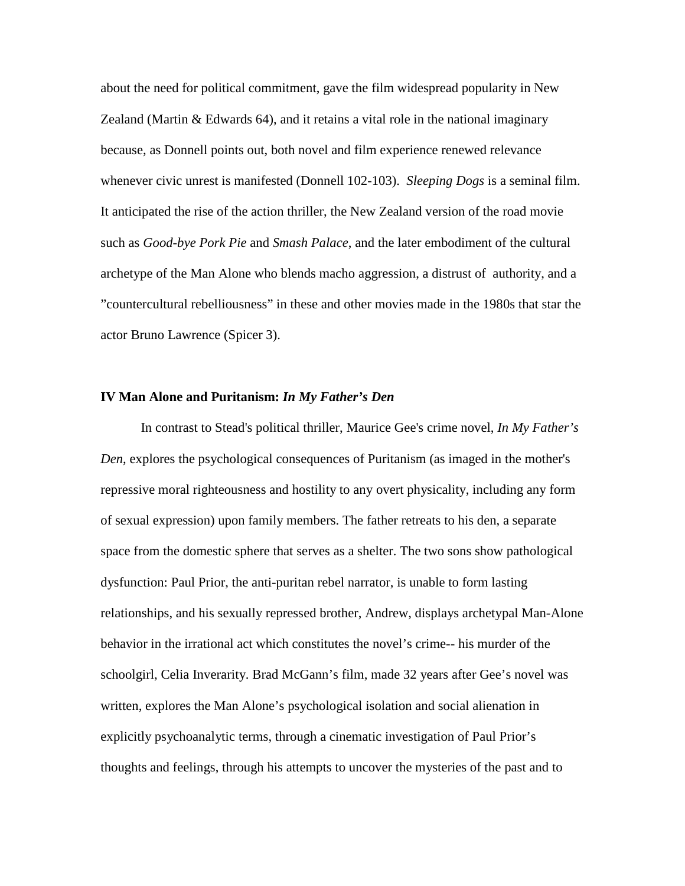about the need for political commitment, gave the film widespread popularity in New Zealand (Martin & Edwards 64), and it retains a vital role in the national imaginary because, as Donnell points out, both novel and film experience renewed relevance whenever civic unrest is manifested (Donnell 102-103). *Sleeping Dogs* is a seminal film. It anticipated the rise of the action thriller, the New Zealand version of the road movie such as *Good-bye Pork Pie* and *Smash Palace*, and the later embodiment of the cultural archetype of the Man Alone who blends macho aggression, a distrust of authority, and a "countercultural rebelliousness" in these and other movies made in the 1980s that star the actor Bruno Lawrence (Spicer 3).

### IV Man Alone and Puritanism: *In My Father's Den*

In contrast to Stead's political thriller, Maurice Gee's crime novel, *In My Father's Den*, explores the psychological consequences of Puritanism (as imaged in the mother's repressive moral righteousness and hostility to any overt physicality, including any form of sexual expression) upon family members. The father retreats to his den, a separate space from the domestic sphere that serves as a shelter. The two sons show pathological dysfunction: Paul Prior, the anti-puritan rebel narrator, is unable to form lasting relationships, and his sexually repressed brother, Andrew, displays archetypal Man-Alone behavior in the irrational act which constitutes the novel's crime-- his murder of the schoolgirl, Celia Inverarity. Brad McGann's film, made 32 years after Gee's novel was written, explores the Man Alone's psychological isolation and social alienation in explicitly psychoanalytic terms, through a cinematic investigation of Paul Prior's thoughts and feelings, through his attempts to uncover the mysteries of the past and to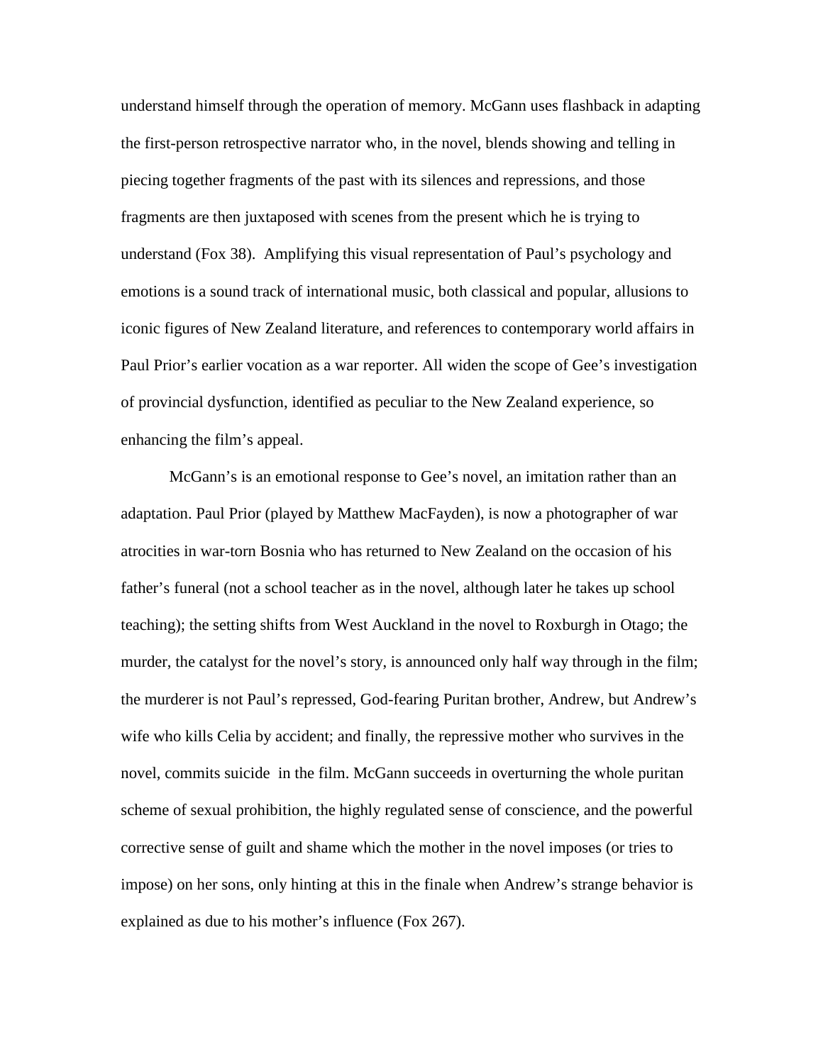understand himself through the operation of memory. McGann uses flashback in adapting the first-person retrospective narrator who, in the novel, blends showing and telling in piecing together fragments of the past with its silences and repressions, and those fragments are then juxtaposed with scenes from the present which he is trying to understand (Fox 38). Amplifying this visual representation of Paul's psychology and emotions is a sound track of international music, both classical and popular, allusions to iconic figures of New Zealand literature, and references to contemporary world affairs in Paul Prior's earlier vocation as a war reporter. All widen the scope of Gee's investigation of provincial dysfunction, identified as peculiar to the New Zealand experience, so enhancing the film's appeal.

McGann's is an emotional response to Gee's novel, an imitation rather than an adaptation. Paul Prior (played by Matthew MacFayden), is now a photographer of war atrocities in war-torn Bosnia who has returned to New Zealand on the occasion of his father's funeral (not a school teacher as in the novel, although later he takes up school teaching); the setting shifts from West Auckland in the novel to Roxburgh in Otago; the murder, the catalyst for the novel's story, is announced only half way through in the film; the murderer is not Paul's repressed, God-fearing Puritan brother, Andrew, but Andrew's wife who kills Celia by accident; and finally, the repressive mother who survives in the novel, commits suicide in the film. McGann succeeds in overturning the whole puritan scheme of sexual prohibition, the highly regulated sense of conscience, and the powerful corrective sense of guilt and shame which the mother in the novel imposes (or tries to impose) on her sons, only hinting at this in the finale when Andrew's strange behavior is explained as due to his mother's influence (Fox 267).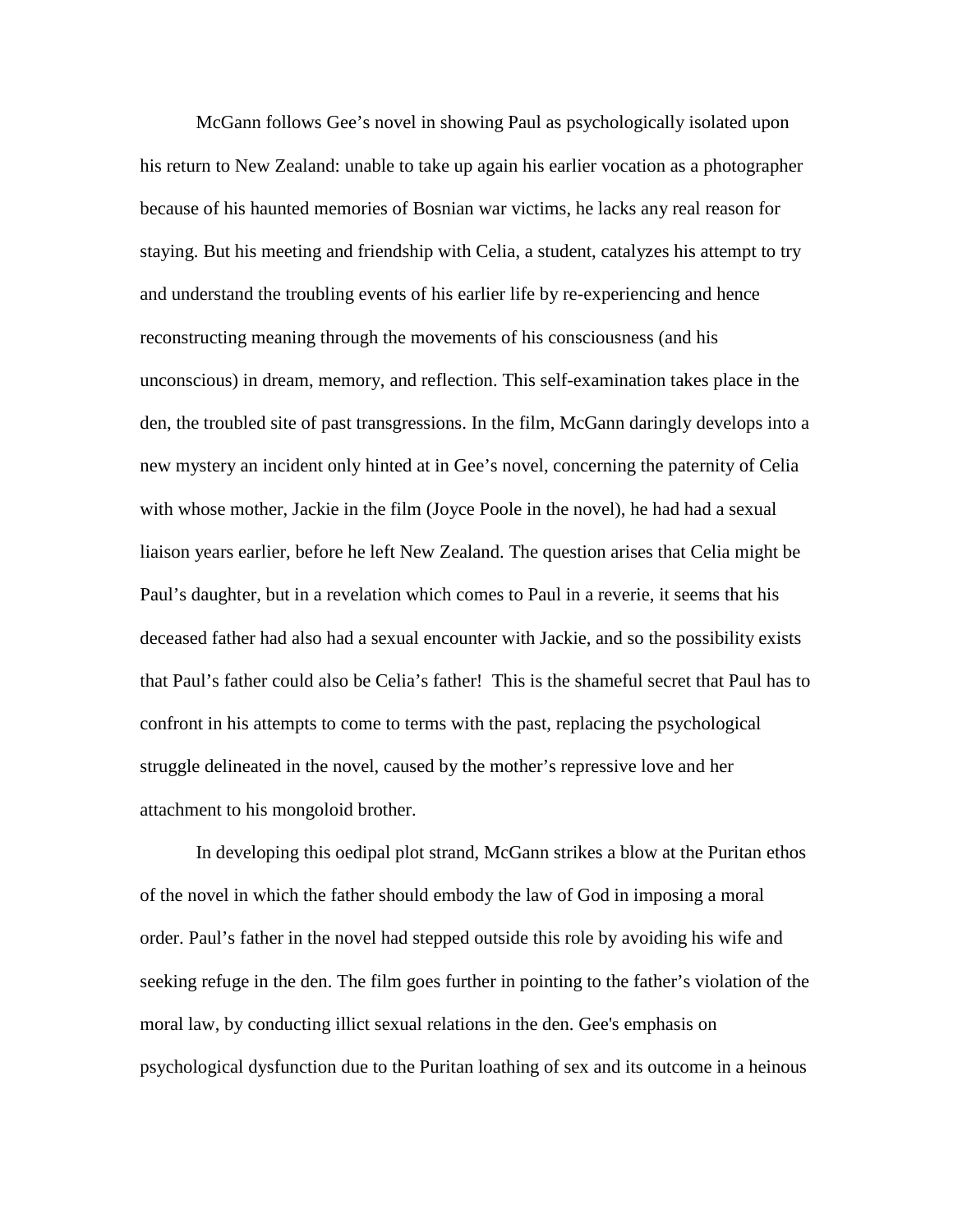McGann follows Gee's novel in showing Paul as psychologically isolated upon his return to New Zealand: unable to take up again his earlier vocation as a photographer because of his haunted memories of Bosnian war victims, he lacks any real reason for staying. But his meeting and friendship with Celia, a student, catalyzes his attempt to try and understand the troubling events of his earlier life by re-experiencing and hence reconstructing meaning through the movements of his consciousness (and his unconscious) in dream, memory, and reflection. This self-examination takes place in the den, the troubled site of past transgressions. In the film, McGann daringly develops into a new mystery an incident only hinted at in Gee's novel, concerning the paternity of Celia with whose mother, Jackie in the film (Joyce Poole in the novel), he had had a sexual liaison years earlier, before he left New Zealand. The question arises that Celia might be Paul's daughter, but in a revelation which comes to Paul in a reverie, it seems that his deceased father had also had a sexual encounter with Jackie, and so the possibility exists that Paul's father could also be Celia's father! This is the shameful secret that Paul has to confront in his attempts to come to terms with the past, replacing the psychological struggle delineated in the novel, caused by the mother's repressive love and her attachment to his mongoloid brother.

In developing this oedipal plot strand, McGann strikes a blow at the Puritan ethos of the novel in which the father should embody the law of God in imposing a moral order. Paul's father in the novel had stepped outside this role by avoiding his wife and seeking refuge in the den. The film goes further in pointing to the father's violation of the moral law, by conducting illict sexual relations in the den. Gee's emphasis on psychological dysfunction due to the Puritan loathing of sex and its outcome in a heinous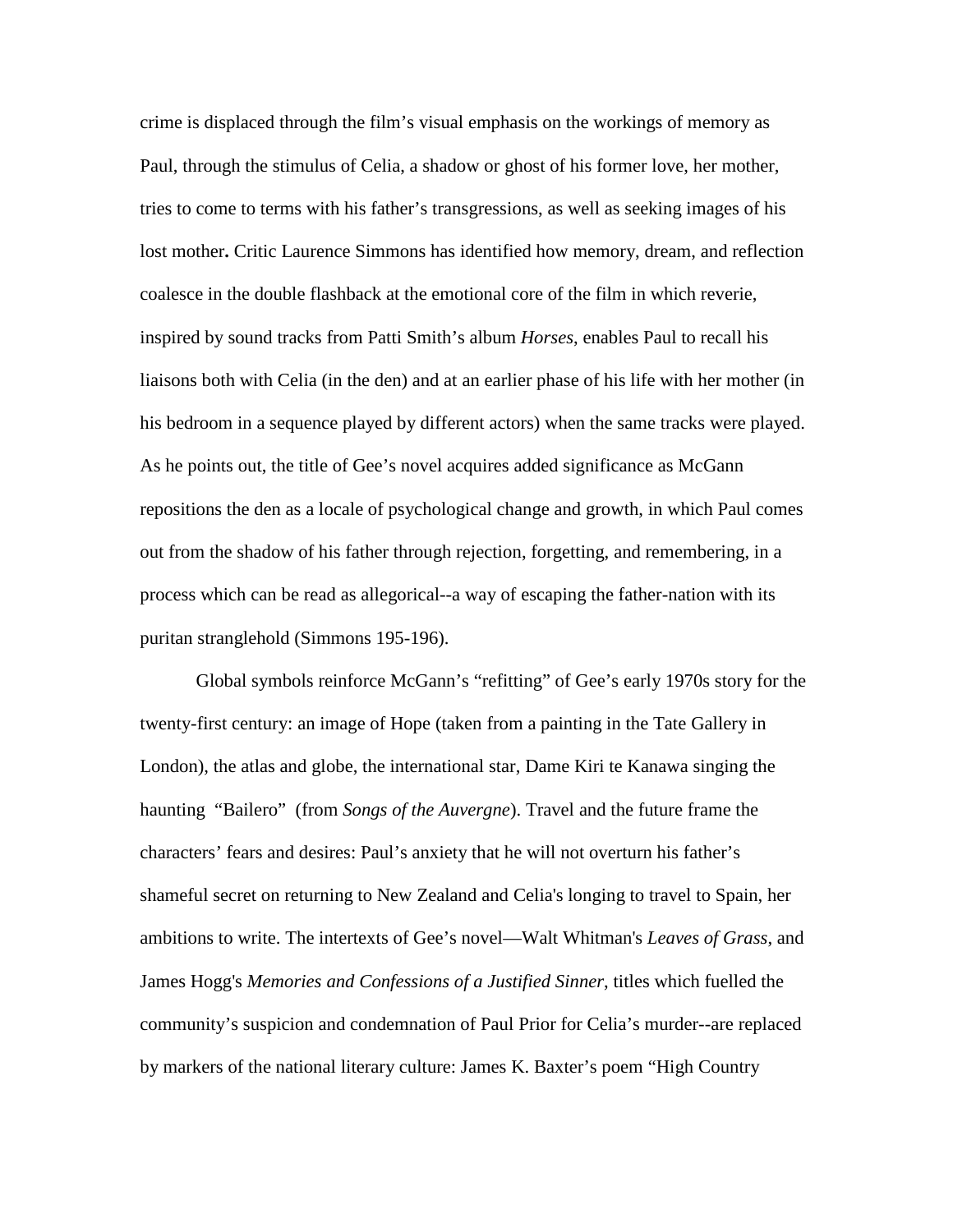crime is displaced through the film's visual emphasis on the workings of memory as Paul, through the stimulus of Celia, a shadow or ghost of his former love, her mother, tries to come to terms with his father's transgressions, as well as seeking images of his lost mother**.** Critic Laurence Simmons has identified how memory, dream, and reflection coalesce in the double flashback at the emotional core of the film in which reverie, inspired by sound tracks from Patti Smith's album *Horses*, enables Paul to recall his liaisons both with Celia (in the den) and at an earlier phase of his life with her mother (in his bedroom in a sequence played by different actors) when the same tracks were played. As he points out, the title of Gee's novel acquires added significance as McGann repositions the den as a locale of psychological change and growth, in which Paul comes out from the shadow of his father through rejection, forgetting, and remembering, in a process which can be read as allegorical--a way of escaping the father-nation with its puritan stranglehold (Simmons 195-196).

Global symbols reinforce McGann's "refitting" of Gee's early 1970s story for the twenty-first century: an image of Hope (taken from a painting in the Tate Gallery in London), the atlas and globe, the international star, Dame Kiri te Kanawa singing the haunting "Bailero" (from *Songs of the Auvergne*). Travel and the future frame the characters' fears and desires: Paul's anxiety that he will not overturn his father's shameful secret on returning to New Zealand and Celia's longing to travel to Spain, her ambitions to write. The intertexts of Gee's novel—Walt Whitman's *Leaves of Grass*, and James Hogg's *Memories and Confessions of a Justified Sinner*, titles which fuelled the community's suspicion and condemnation of Paul Prior for Celia's murder--are replaced by markers of the national literary culture: James K. Baxter's poem "High Country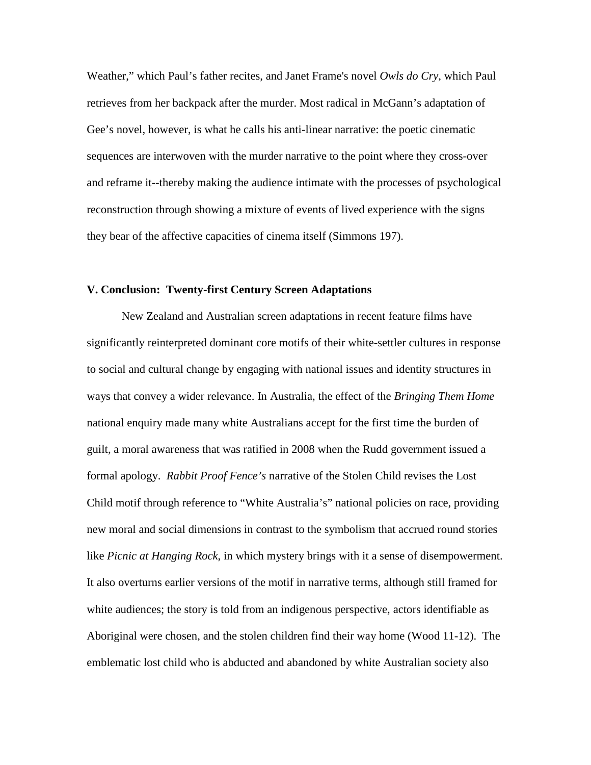Weather," which Paul's father recites, and Janet Frame's novel *Owls do Cry*, which Paul retrieves from her backpack after the murder. Most radical in McGann's adaptation of Gee's novel, however, is what he calls his anti-linear narrative: the poetic cinematic sequences are interwoven with the murder narrative to the point where they cross-over and reframe it--thereby making the audience intimate with the processes of psychological reconstruction through showing a mixture of events of lived experience with the signs they bear of the affective capacities of cinema itself (Simmons 197).

## V. Conclusion: Twenty-first Century Screen Adaptations

New Zealand and Australian screen adaptations in recent feature films have significantly reinterpreted dominant core motifs of their white-settler cultures in response to social and cultural change by engaging with national issues and identity structures in ways that convey a wider relevance. In Australia, the effect of the *Bringing Them Home* national enquiry made many white Australians accept for the first time the burden of guilt, a moral awareness that was ratified in 2008 when the Rudd government issued a formal apology. *Rabbit Proof Fence's* narrative of the Stolen Child revises the Lost Child motif through reference to "White Australia's" national policies on race, providing new moral and social dimensions in contrast to the symbolism that accrued round stories like *Picnic at Hanging Rock*, in which mystery brings with it a sense of disempowerment. It also overturns earlier versions of the motif in narrative terms, although still framed for white audiences; the story is told from an indigenous perspective, actors identifiable as Aboriginal were chosen, and the stolen children find their way home (Wood 11-12). The emblematic lost child who is abducted and abandoned by white Australian society also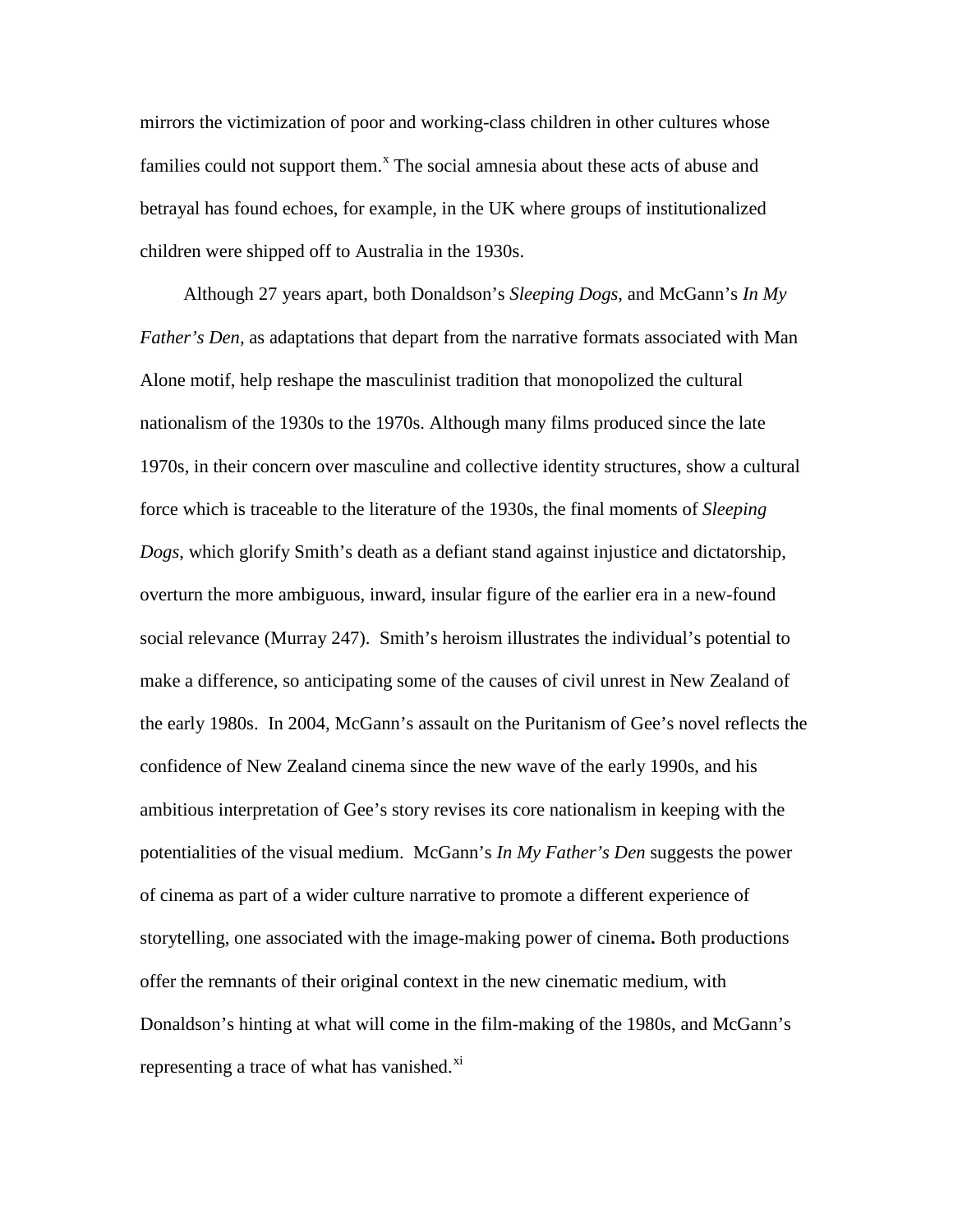mirrors the victimization of poor and working-class children in other cultures whose families could not support them.[x] The social amnesia about these acts of abuse and betrayal has found echoes, for example, in the UK where groups of institutionalized children were shipped off to Australia in the 1930s.

Although 27 years apart, both Donaldson's *Sleeping Dogs*, and McGann's *In My Father's Den*, as adaptations that depart from the narrative formats associated with Man Alone motif, help reshape the masculinist tradition that monopolized the cultural nationalism of the 1930s to the 1970s. Although many films produced since the late 1970s, in their concern over masculine and collective identity structures, show a cultural force which is traceable to the literature of the 1930s, the final moments of *Sleeping Dogs*, which glorify Smith's death as a defiant stand against injustice and dictatorship, overturn the more ambiguous, inward, insular figure of the earlier era in a new-found social relevance (Murray 247). Smith's heroism illustrates the individual's potential to make a difference, so anticipating some of the causes of civil unrest in New Zealand of the early 1980s. In 2004, McGann's assault on the Puritanism of Gee's novel reflects the confidence of New Zealand cinema since the new wave of the early 1990s, and his ambitious interpretation of Gee's story revises its core nationalism in keeping with the potentialities of the visual medium. McGann's *In My Father's Den* suggests the power of cinema as part of a wider culture narrative to promote a different experience of storytelling, one associated with the image-making power of cinema**.** Both productions offer the remnants of their original context in the new cinematic medium, with Donaldson's hinting at what will come in the film-making of the 1980s, and McGann's representing a trace of what has vanished.[xi]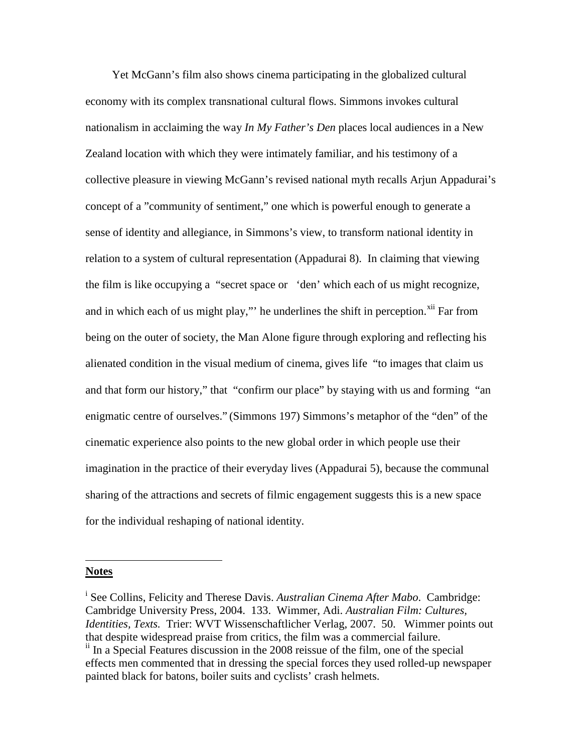Yet McGann's film also shows cinema participating in the globalized cultural economy with its complex transnational cultural flows. Simmons invokes cultural nationalism in acclaiming the way *In My Father's Den* places local audiences in a New Zealand location with which they were intimately familiar, and his testimony of a collective pleasure in viewing McGann's revised national myth recalls Arjun Appadurai's concept of a "community of sentiment," one which is powerful enough to generate a sense of identity and allegiance, in Simmons's view, to transform national identity in relation to a system of cultural representation (Appadurai 8). In claiming that viewing the film is like occupying a "secret space or 'den' which each of us might recognize, and in which each of us might play,"' he underlines the shift in perception.[xii] Far from being on the outer of society, the Man Alone figure through exploring and reflecting his alienated condition in the visual medium of cinema, gives life "to images that claim us and that form our history," that "confirm our place" by staying with us and forming "an enigmatic centre of ourselves." (Simmons 197) Simmons's metaphor of the "den" of the cinematic experience also points to the new global order in which people use their imagination in the practice of their everyday lives (Appadurai 5), because the communal sharing of the attractions and secrets of filmic engagement suggests this is a new space for the individual reshaping of national identity.

---

**Notes**

[i] See Collins, Felicity and Therese Davis. *Australian Cinema After Mabo*. Cambridge: Cambridge University Press, 2004. 133. Wimmer, Adi. *Australian Film: Cultures, Identities, Texts.* Trier: WVT Wissenschaftlicher Verlag, 2007. 50. Wimmer points out that despite widespread praise from critics, the film was a commercial failure.

[ii] In a Special Features discussion in the 2008 reissue of the film, one of the special effects men commented that in dressing the special forces they used rolled-up newspaper painted black for batons, boiler suits and cyclists' crash helmets.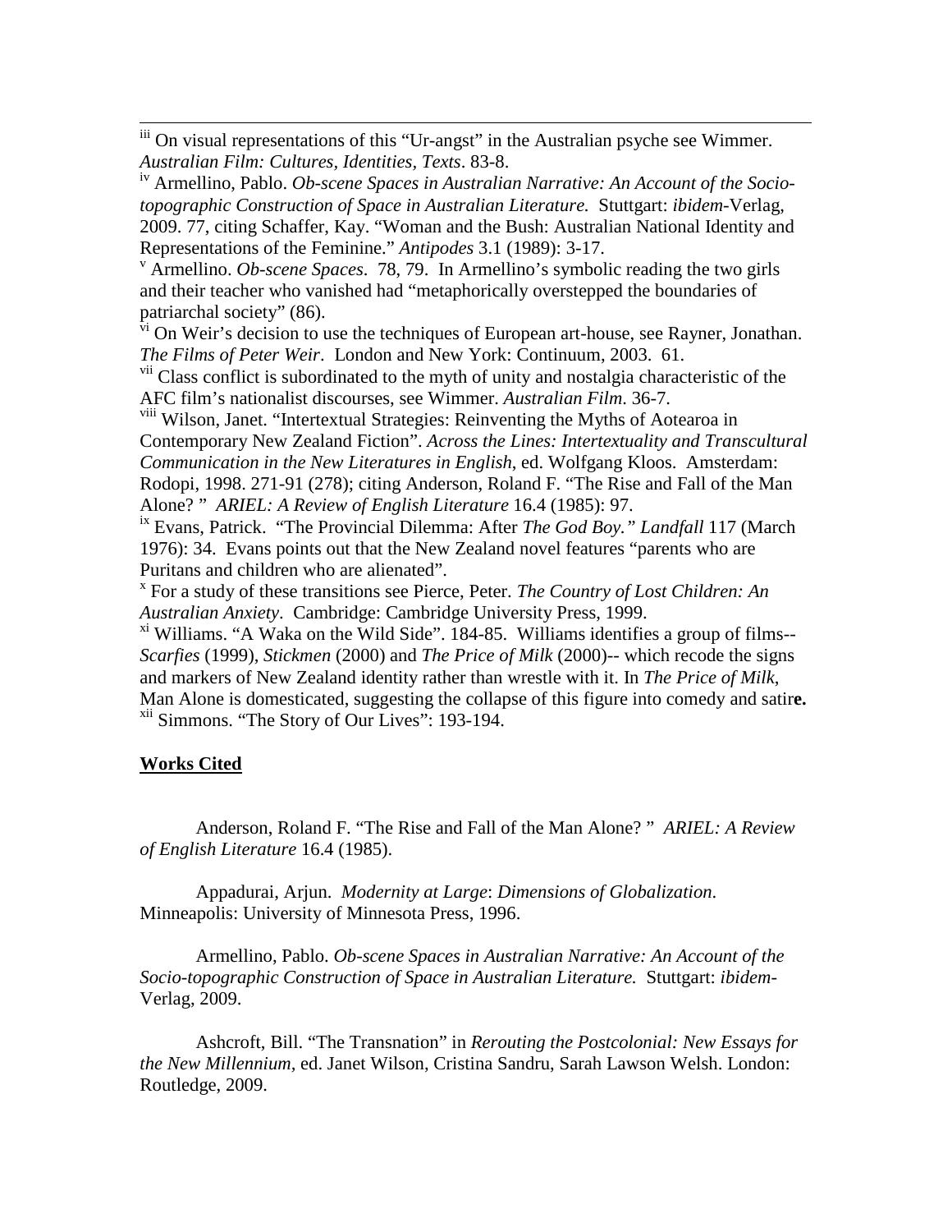[iii] On visual representations of this "Ur-angst" in the Australian psyche see Wimmer. *Australian Film: Cultures, Identities, Texts*. 83-8.

[iv] Armellino, Pablo. *Ob-scene Spaces in Australian Narrative: An Account of the Socio-topographic Construction of Space in Australian Literature.* Stuttgart: *ibidem*-Verlag, 2009. 77, citing Schaffer, Kay. "Woman and the Bush: Australian National Identity and Representations of the Feminine." *Antipodes* 3.1 (1989): 3-17.

[v] Armellino. *Ob-scene Spaces*. 78, 79. In Armellino's symbolic reading the two girls and their teacher who vanished had "metaphorically overstepped the boundaries of patriarchal society" (86).

[vi] On Weir's decision to use the techniques of European art-house, see Rayner, Jonathan. *The Films of Peter Weir*. London and New York: Continuum, 2003. 61.

[vii] Class conflict is subordinated to the myth of unity and nostalgia characteristic of the AFC film's nationalist discourses, see Wimmer. *Australian Film*. 36-7.

[viii] Wilson, Janet. "Intertextual Strategies: Reinventing the Myths of Aotearoa in Contemporary New Zealand Fiction". *Across the Lines: Intertextuality and Transcultural Communication in the New Literatures in English*, ed. Wolfgang Kloos. Amsterdam: Rodopi, 1998. 271-91 (278); citing Anderson, Roland F. "The Rise and Fall of the Man Alone? " *ARIEL: A Review of English Literature* 16.4 (1985): 97.

[ix] Evans, Patrick. "The Provincial Dilemma: After *The God Boy.*" *Landfall* 117 (March 1976): 34. Evans points out that the New Zealand novel features "parents who are Puritans and children who are alienated".

[x] For a study of these transitions see Pierce, Peter. *The Country of Lost Children: An Australian Anxiety*. Cambridge: Cambridge University Press, 1999.

[xi] Williams. "A Waka on the Wild Side". 184-85. Williams identifies a group of films-- *Scarfies* (1999), *Stickmen* (2000) and *The Price of Milk* (2000)-- which recode the signs and markers of New Zealand identity rather than wrestle with it. In *The Price of Milk*, Man Alone is domesticated, suggesting the collapse of this figure into comedy and satire.

[xii] Simmons. "The Story of Our Lives": 193-194.

## Works Cited

Anderson, Roland F. "The Rise and Fall of the Man Alone? " *ARIEL: A Review of English Literature* 16.4 (1985).

Appadurai, Arjun. *Modernity at Large*: *Dimensions of Globalization*. Minneapolis: University of Minnesota Press, 1996.

Armellino, Pablo. *Ob-scene Spaces in Australian Narrative: An Account of the Socio-topographic Construction of Space in Australian Literature.* Stuttgart: *ibidem*-Verlag, 2009.

Ashcroft, Bill. "The Transnation" in *Rerouting the Postcolonial: New Essays for the New Millennium*, ed. Janet Wilson, Cristina Sandru, Sarah Lawson Welsh. London: Routledge, 2009.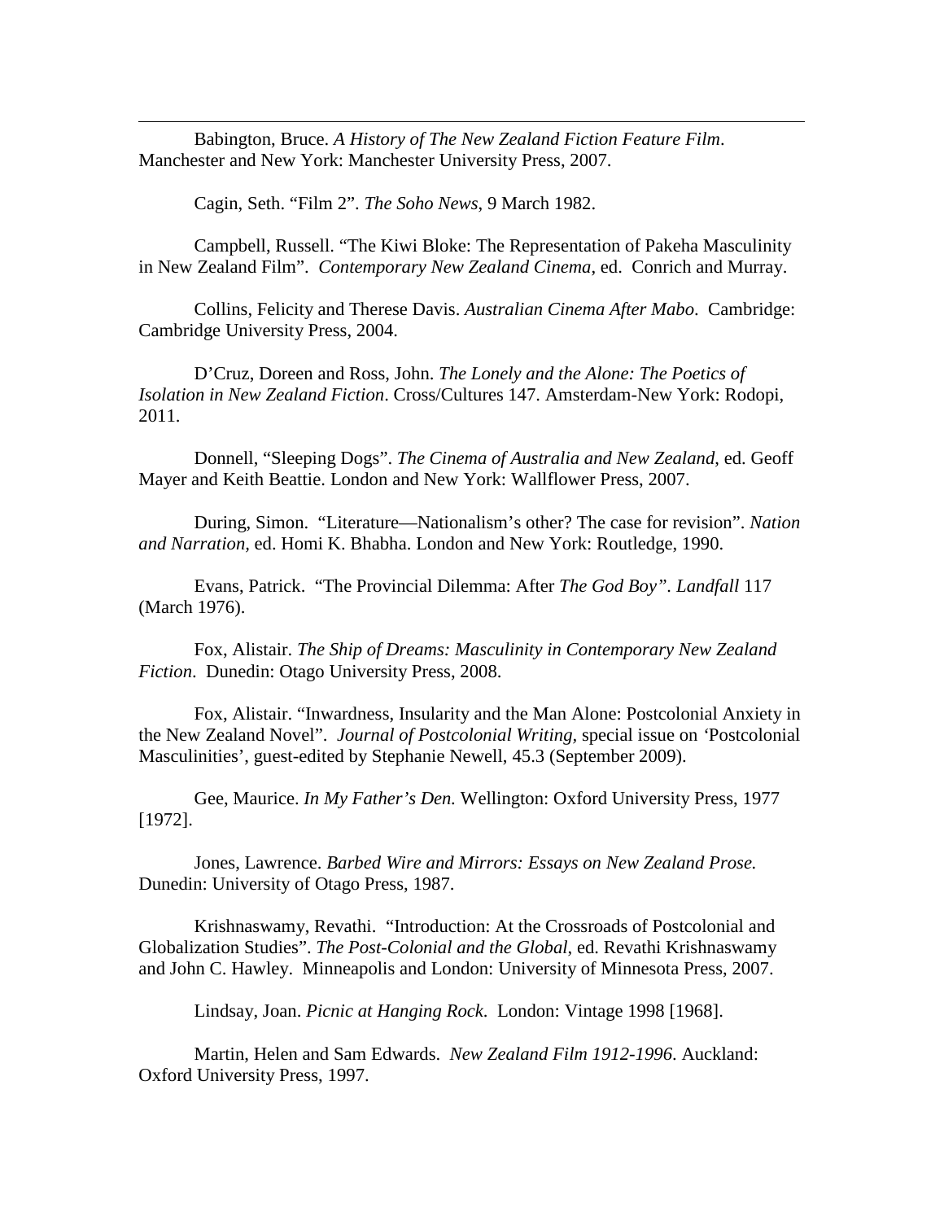Babington, Bruce. *A History of The New Zealand Fiction Feature Film*. Manchester and New York: Manchester University Press, 2007.

Cagin, Seth. "Film 2". *The Soho News*, 9 March 1982.

Campbell, Russell. "The Kiwi Bloke: The Representation of Pakeha Masculinity in New Zealand Film". *Contemporary New Zealand Cinema*, ed. Conrich and Murray.

Collins, Felicity and Therese Davis. *Australian Cinema After Mabo*. Cambridge: Cambridge University Press, 2004.

D'Cruz, Doreen and Ross, John. *The Lonely and the Alone: The Poetics of Isolation in New Zealand Fiction*. Cross/Cultures 147. Amsterdam-New York: Rodopi, 2011.

Donnell, "Sleeping Dogs". *The Cinema of Australia and New Zealand*, ed. Geoff Mayer and Keith Beattie. London and New York: Wallflower Press, 2007.

During, Simon. "Literature—Nationalism's other? The case for revision". *Nation and Narration*, ed. Homi K. Bhabha. London and New York: Routledge, 1990.

Evans, Patrick. "The Provincial Dilemma: After *The God Boy"*. *Landfall* 117 (March 1976).

Fox, Alistair. *The Ship of Dreams: Masculinity in Contemporary New Zealand Fiction*. Dunedin: Otago University Press, 2008.

Fox, Alistair. "Inwardness, Insularity and the Man Alone: Postcolonial Anxiety in the New Zealand Novel". *Journal of Postcolonial Writing*, special issue on 'Postcolonial Masculinities', guest-edited by Stephanie Newell, 45.3 (September 2009).

Gee, Maurice. *In My Father's Den.* Wellington: Oxford University Press, 1977 [1972].

Jones, Lawrence. *Barbed Wire and Mirrors: Essays on New Zealand Prose.* Dunedin: University of Otago Press, 1987.

Krishnaswamy, Revathi. "Introduction: At the Crossroads of Postcolonial and Globalization Studies". *The Post-Colonial and the Global*, ed. Revathi Krishnaswamy and John C. Hawley. Minneapolis and London: University of Minnesota Press, 2007.

Lindsay, Joan. *Picnic at Hanging Rock*. London: Vintage 1998 [1968].

Martin, Helen and Sam Edwards. *New Zealand Film 1912-1996*. Auckland: Oxford University Press, 1997.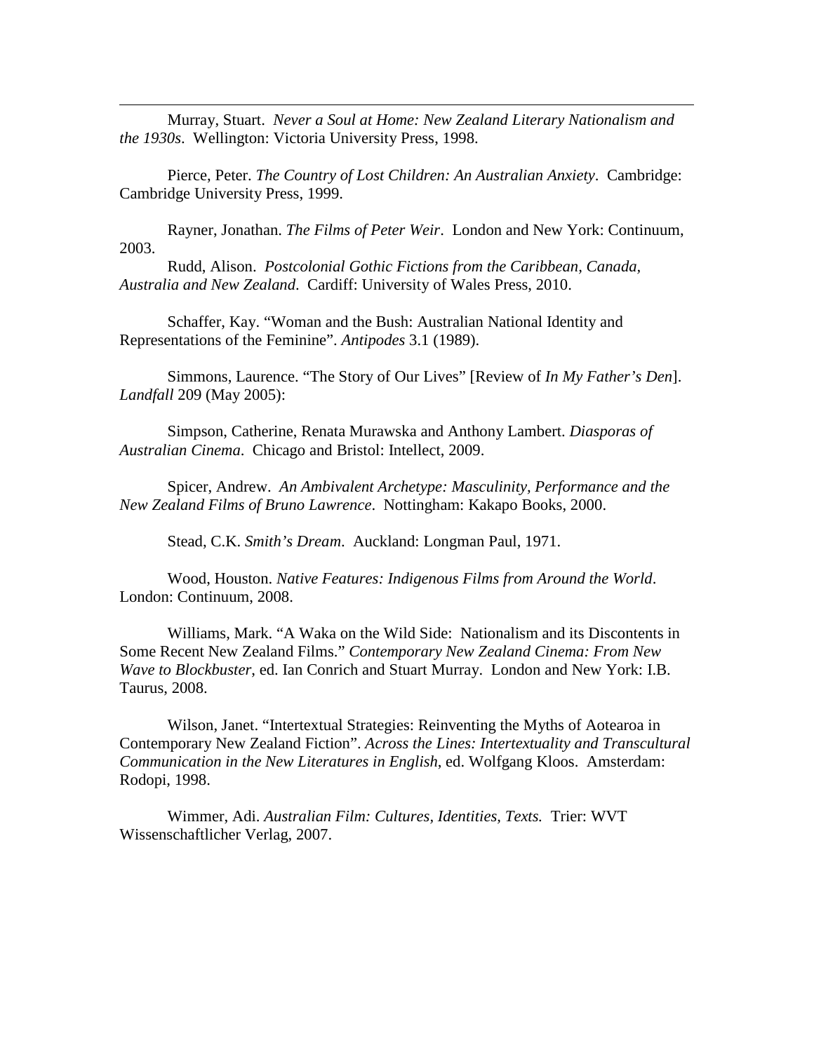Murray, Stuart. *Never a Soul at Home: New Zealand Literary Nationalism and the 1930s*. Wellington: Victoria University Press, 1998.

Pierce, Peter. *The Country of Lost Children: An Australian Anxiety*. Cambridge: Cambridge University Press, 1999.

Rayner, Jonathan. *The Films of Peter Weir*. London and New York: Continuum, 2003.

Rudd, Alison. *Postcolonial Gothic Fictions from the Caribbean, Canada, Australia and New Zealand*. Cardiff: University of Wales Press, 2010.

Schaffer, Kay. "Woman and the Bush: Australian National Identity and Representations of the Feminine". *Antipodes* 3.1 (1989).

Simmons, Laurence. "The Story of Our Lives" [Review of *In My Father's Den*]. *Landfall* 209 (May 2005):

Simpson, Catherine, Renata Murawska and Anthony Lambert. *Diasporas of Australian Cinema*. Chicago and Bristol: Intellect, 2009.

Spicer, Andrew. *An Ambivalent Archetype: Masculinity, Performance and the New Zealand Films of Bruno Lawrence*. Nottingham: Kakapo Books, 2000.

Stead, C.K. *Smith's Dream*. Auckland: Longman Paul, 1971.

Wood, Houston. *Native Features: Indigenous Films from Around the World*. London: Continuum, 2008.

Williams, Mark. "A Waka on the Wild Side: Nationalism and its Discontents in Some Recent New Zealand Films." *Contemporary New Zealand Cinema: From New Wave to Blockbuster*, ed. Ian Conrich and Stuart Murray. London and New York: I.B. Taurus, 2008.

Wilson, Janet. "Intertextual Strategies: Reinventing the Myths of Aotearoa in Contemporary New Zealand Fiction". *Across the Lines: Intertextuality and Transcultural Communication in the New Literatures in English*, ed. Wolfgang Kloos. Amsterdam: Rodopi, 1998.

Wimmer, Adi. *Australian Film: Cultures, Identities, Texts.* Trier: WVT Wissenschaftlicher Verlag, 2007.